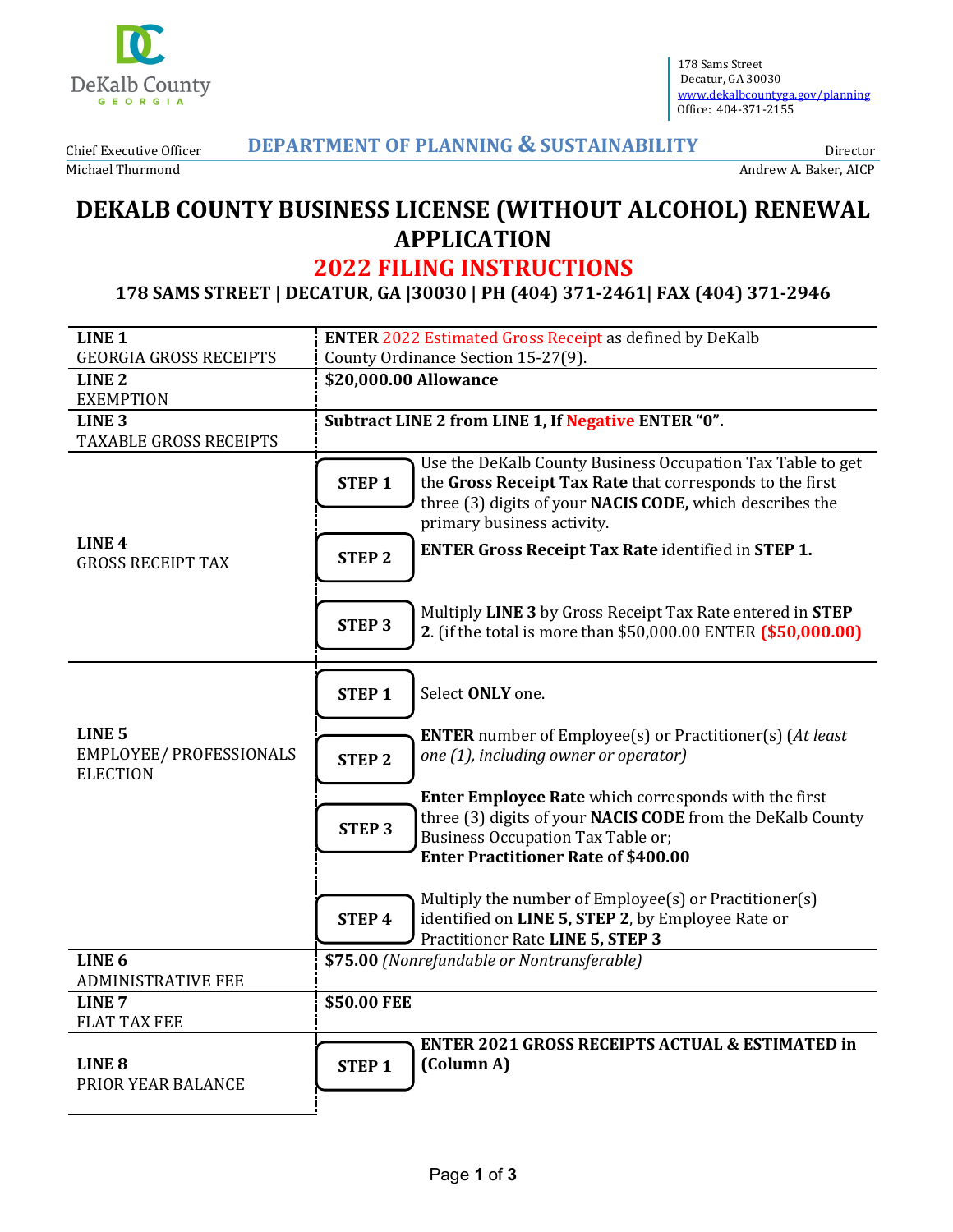DeKalb County
GEORGIA

178 Sams Street
Decatur, GA 30030
www.dekalbcountyga.gov/planning
Office: 404-371-2155

Chief Executive Officer
Michael Thurmond

**DEPARTMENT OF PLANNING & SUSTAINABILITY**

Director
Andrew A. Baker, AICP

# DEKALB COUNTY BUSINESS LICENSE (WITHOUT ALCOHOL) RENEWAL APPLICATION

## 2022 FILING INSTRUCTIONS

### 178 SAMS STREET | DECATUR, GA |30030 | PH (404) 371-2461| FAX (404) 371-2946

| Line | Instructions |
|---|---|
| **LINE 1** GEORGIA GROSS RECEIPTS | **ENTER** 2022 Estimated Gross Receipt as defined by DeKalb County Ordinance Section 15-27(9). |
| **LINE 2** EXEMPTION | **$20,000.00 Allowance** |
| **LINE 3** TAXABLE GROSS RECEIPTS | **Subtract LINE 2 from LINE 1, If Negative ENTER "0".** |
| **LINE 4** GROSS RECEIPT TAX | **STEP 1** Use the DeKalb County Business Occupation Tax Table to get the **Gross Receipt Tax Rate** that corresponds to the first three (3) digits of your **NACIS CODE,** which describes the primary business activity.<br>**STEP 2** **ENTER Gross Receipt Tax Rate** identified in **STEP 1.**<br>**STEP 3** Multiply **LINE 3** by Gross Receipt Tax Rate entered in **STEP 2**. (if the total is more than $50,000.00 ENTER **($50,000.00)** |
| **LINE 5** EMPLOYEE/ PROFESSIONALS ELECTION | **STEP 1** Select **ONLY** one.<br>**STEP 2** **ENTER** number of Employee(s) or Practitioner(s) (*At least one (1), including owner or operator)*<br>**STEP 3** **Enter Employee Rate** which corresponds with the first three (3) digits of your **NACIS CODE** from the DeKalb County Business Occupation Tax Table or; **Enter Practitioner Rate of $400.00**<br>**STEP 4** Multiply the number of Employee(s) or Practitioner(s) identified on **LINE 5, STEP 2**, by Employee Rate or Practitioner Rate **LINE 5, STEP 3** |
| **LINE 6** ADMINISTRATIVE FEE | **$75.00** *(Nonrefundable or Nontransferable)* |
| **LINE 7** FLAT TAX FEE | **$50.00 FEE** |
| **LINE 8** PRIOR YEAR BALANCE | **STEP 1** **ENTER 2021 GROSS RECEIPTS ACTUAL & ESTIMATED in (Column A)** |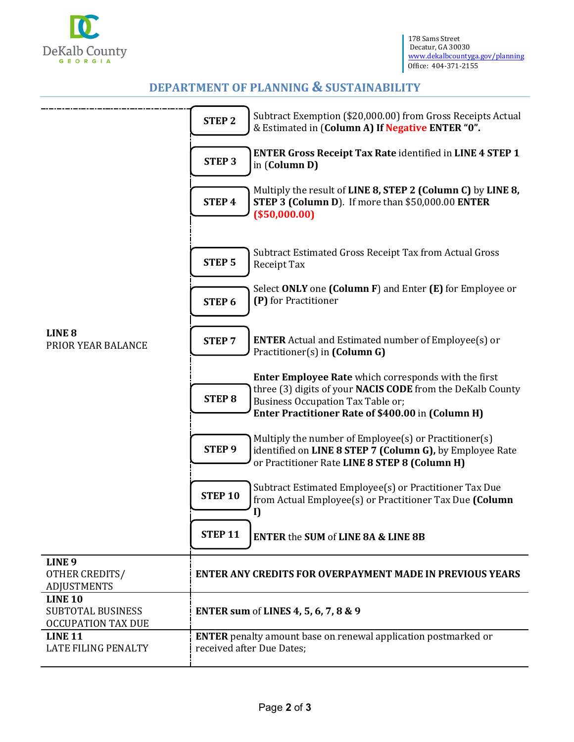DeKalb County GEORGIA

178 Sams Street
Decatur, GA 30030
www.dekalbcountyga.gov/planning
Office: 404-371-2155

## DEPARTMENT OF PLANNING & SUSTAINABILITY

| | | |
|---|---|---|
| **LINE 8** PRIOR YEAR BALANCE | **STEP 2** | Subtract Exemption ($20,000.00) from Gross Receipts Actual & Estimated in (**Column A) If Negative ENTER "0".** |
| | **STEP 3** | **ENTER Gross Receipt Tax Rate** identified in **LINE 4 STEP 1** in (**Column D)** |
| | **STEP 4** | Multiply the result of **LINE 8, STEP 2 (Column C)** by **LINE 8, STEP 3 (Column D**). If more than $50,000.00 **ENTER ($50,000.00)** |
| | **STEP 5** | Subtract Estimated Gross Receipt Tax from Actual Gross Receipt Tax |
| | **STEP 6** | Select **ONLY** one **(Column F**) and Enter **(E)** for Employee or **(P)** for Practitioner |
| | **STEP 7** | **ENTER** Actual and Estimated number of Employee(s) or Practitioner(s) in **(Column G)** |
| | **STEP 8** | **Enter Employee Rate** which corresponds with the first three (3) digits of your **NACIS CODE** from the DeKalb County Business Occupation Tax Table or; **Enter Practitioner Rate of $400.00** in **(Column H)** |
| | **STEP 9** | Multiply the number of Employee(s) or Practitioner(s) identified on **LINE 8 STEP 7 (Column G),** by Employee Rate or Practitioner Rate **LINE 8 STEP 8 (Column H)** |
| | **STEP 10** | Subtract Estimated Employee(s) or Practitioner Tax Due from Actual Employee(s) or Practitioner Tax Due **(Column I)** |
| | **STEP 11** | **ENTER** the **SUM** of **LINE 8A & LINE 8B** |
| **LINE 9** OTHER CREDITS/ ADJUSTMENTS | **ENTER ANY CREDITS FOR OVERPAYMENT MADE IN PREVIOUS YEARS** | |
| **LINE 10** SUBTOTAL BUSINESS OCCUPATION TAX DUE | **ENTER sum** of **LINES 4, 5, 6, 7, 8 & 9** | |
| **LINE 11** LATE FILING PENALTY | **ENTER** penalty amount base on renewal application postmarked or received after Due Dates; | |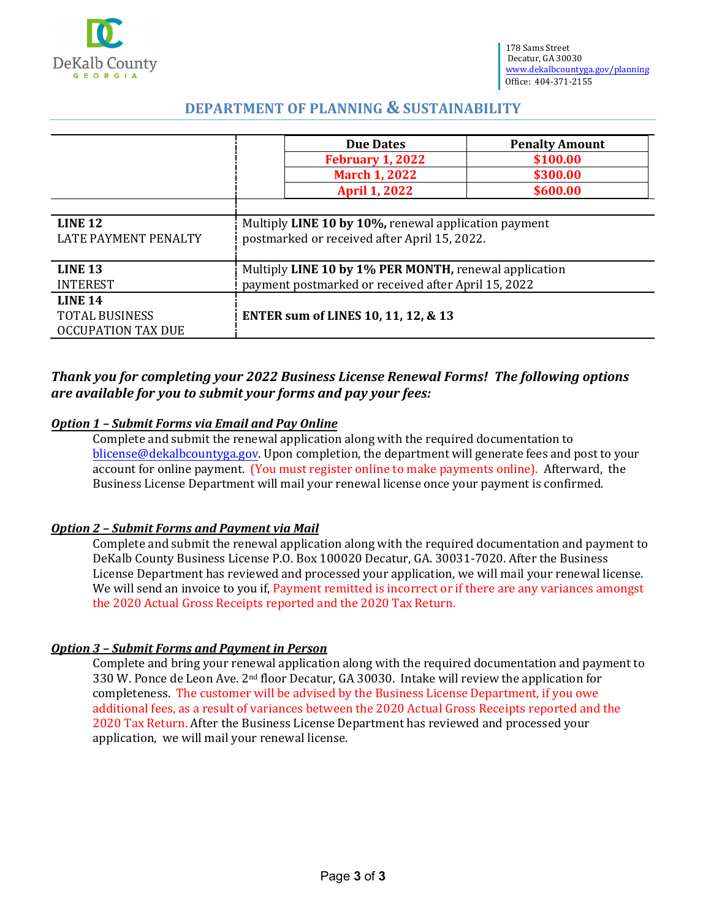DeKalb County GEORGIA

178 Sams Street
Decatur, GA 30030
www.dekalbcountyga.gov/planning
Office: 404-371-2155

## DEPARTMENT OF PLANNING & SUSTAINABILITY

| Due Dates | Penalty Amount |
|---|---|
| **February 1, 2022** | **$100.00** |
| **March 1, 2022** | **$300.00** |
| **April 1, 2022** | **$600.00** |

| | |
|---|---|
| **LINE 12**<br>LATE PAYMENT PENALTY | Multiply **LINE 10 by 10%,** renewal application payment postmarked or received after April 15, 2022. |
| **LINE 13**<br>INTEREST | Multiply **LINE 10 by 1% PER MONTH,** renewal application payment postmarked or received after April 15, 2022 |
| **LINE 14**<br>TOTAL BUSINESS OCCUPATION TAX DUE | **ENTER sum of LINES 10, 11, 12, & 13** |

***Thank you for completing your 2022 Business License Renewal Forms! The following options are available for you to submit your forms and pay your fees:***

***Option 1 – Submit Forms via Email and Pay Online***

Complete and submit the renewal application along with the required documentation to blicense@dekalbcountyga.gov. Upon completion, the department will generate fees and post to your account for online payment. (You must register online to make payments online). Afterward, the Business License Department will mail your renewal license once your payment is confirmed.

***Option 2 – Submit Forms and Payment via Mail***

Complete and submit the renewal application along with the required documentation and payment to DeKalb County Business License P.O. Box 100020 Decatur, GA. 30031-7020. After the Business License Department has reviewed and processed your application, we will mail your renewal license. We will send an invoice to you if, Payment remitted is incorrect or if there are any variances amongst the 2020 Actual Gross Receipts reported and the 2020 Tax Return.

***Option 3 – Submit Forms and Payment in Person***

Complete and bring your renewal application along with the required documentation and payment to 330 W. Ponce de Leon Ave. 2nd floor Decatur, GA 30030. Intake will review the application for completeness. The customer will be advised by the Business License Department, if you owe additional fees, as a result of variances between the 2020 Actual Gross Receipts reported and the 2020 Tax Return. After the Business License Department has reviewed and processed your application, we will mail your renewal license.